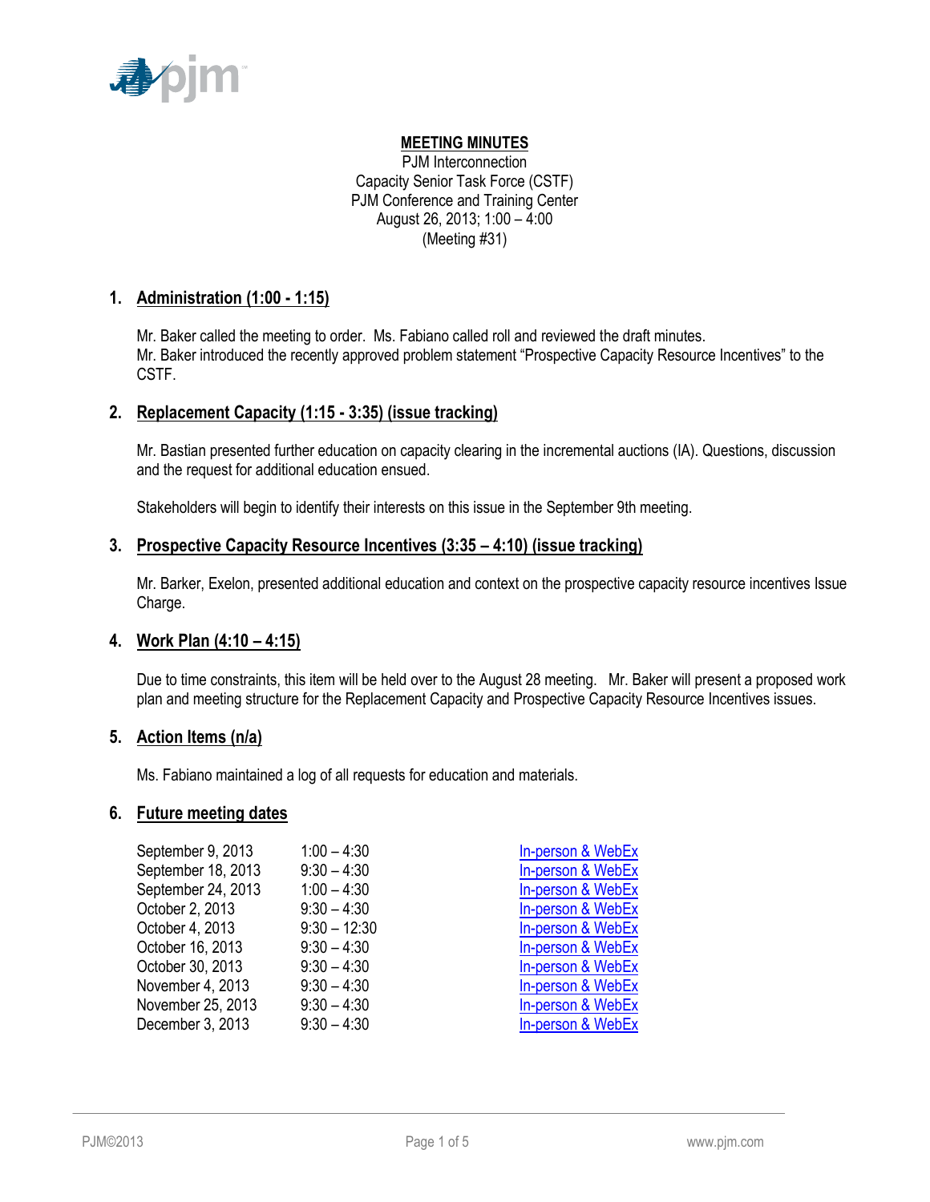**MEETING MINUTES**

PJM Interconnection
Capacity Senior Task Force (CSTF)
PJM Conference and Training Center
August 26, 2013; 1:00 – 4:00
(Meeting #31)

## 1. Administration (1:00 - 1:15)

Mr. Baker called the meeting to order. Ms. Fabiano called roll and reviewed the draft minutes.
Mr. Baker introduced the recently approved problem statement "Prospective Capacity Resource Incentives" to the CSTF.

## 2. Replacement Capacity (1:15 - 3:35) (issue tracking)

Mr. Bastian presented further education on capacity clearing in the incremental auctions (IA). Questions, discussion and the request for additional education ensued.

Stakeholders will begin to identify their interests on this issue in the September 9th meeting.

## 3. Prospective Capacity Resource Incentives (3:35 – 4:10) (issue tracking)

Mr. Barker, Exelon, presented additional education and context on the prospective capacity resource incentives Issue Charge.

## 4. Work Plan (4:10 – 4:15)

Due to time constraints, this item will be held over to the August 28 meeting. Mr. Baker will present a proposed work plan and meeting structure for the Replacement Capacity and Prospective Capacity Resource Incentives issues.

## 5. Action Items (n/a)

Ms. Fabiano maintained a log of all requests for education and materials.

## 6. Future meeting dates

| | | |
|---|---|---|
| September 9, 2013 | 1:00 – 4:30 | In-person & WebEx |
| September 18, 2013 | 9:30 – 4:30 | In-person & WebEx |
| September 24, 2013 | 1:00 – 4:30 | In-person & WebEx |
| October 2, 2013 | 9:30 – 4:30 | In-person & WebEx |
| October 4, 2013 | 9:30 – 12:30 | In-person & WebEx |
| October 16, 2013 | 9:30 – 4:30 | In-person & WebEx |
| October 30, 2013 | 9:30 – 4:30 | In-person & WebEx |
| November 4, 2013 | 9:30 – 4:30 | In-person & WebEx |
| November 25, 2013 | 9:30 – 4:30 | In-person & WebEx |
| December 3, 2013 | 9:30 – 4:30 | In-person & WebEx |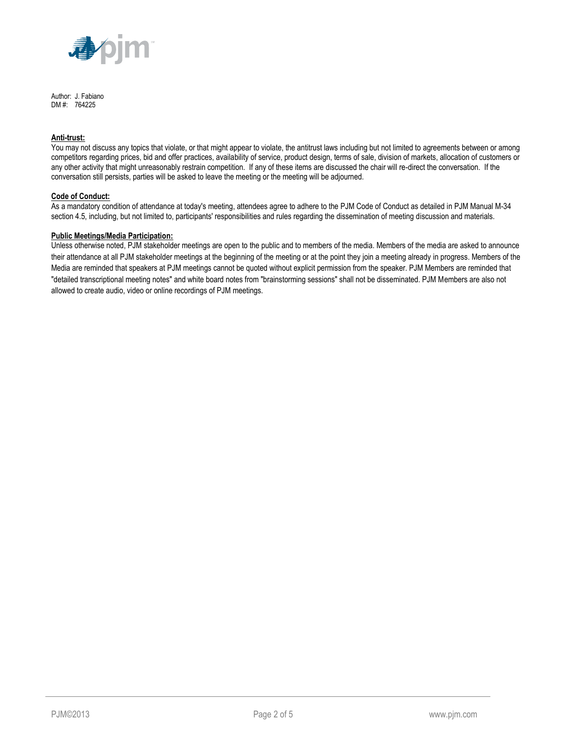Author: J. Fabiano
DM #: 764225

**Anti-trust:**

You may not discuss any topics that violate, or that might appear to violate, the antitrust laws including but not limited to agreements between or among competitors regarding prices, bid and offer practices, availability of service, product design, terms of sale, division of markets, allocation of customers or any other activity that might unreasonably restrain competition. If any of these items are discussed the chair will re-direct the conversation. If the conversation still persists, parties will be asked to leave the meeting or the meeting will be adjourned.

**Code of Conduct:**

As a mandatory condition of attendance at today's meeting, attendees agree to adhere to the PJM Code of Conduct as detailed in PJM Manual M-34 section 4.5, including, but not limited to, participants' responsibilities and rules regarding the dissemination of meeting discussion and materials.

**Public Meetings/Media Participation:**

Unless otherwise noted, PJM stakeholder meetings are open to the public and to members of the media. Members of the media are asked to announce their attendance at all PJM stakeholder meetings at the beginning of the meeting or at the point they join a meeting already in progress. Members of the Media are reminded that speakers at PJM meetings cannot be quoted without explicit permission from the speaker. PJM Members are reminded that "detailed transcriptional meeting notes" and white board notes from "brainstorming sessions" shall not be disseminated. PJM Members are also not allowed to create audio, video or online recordings of PJM meetings.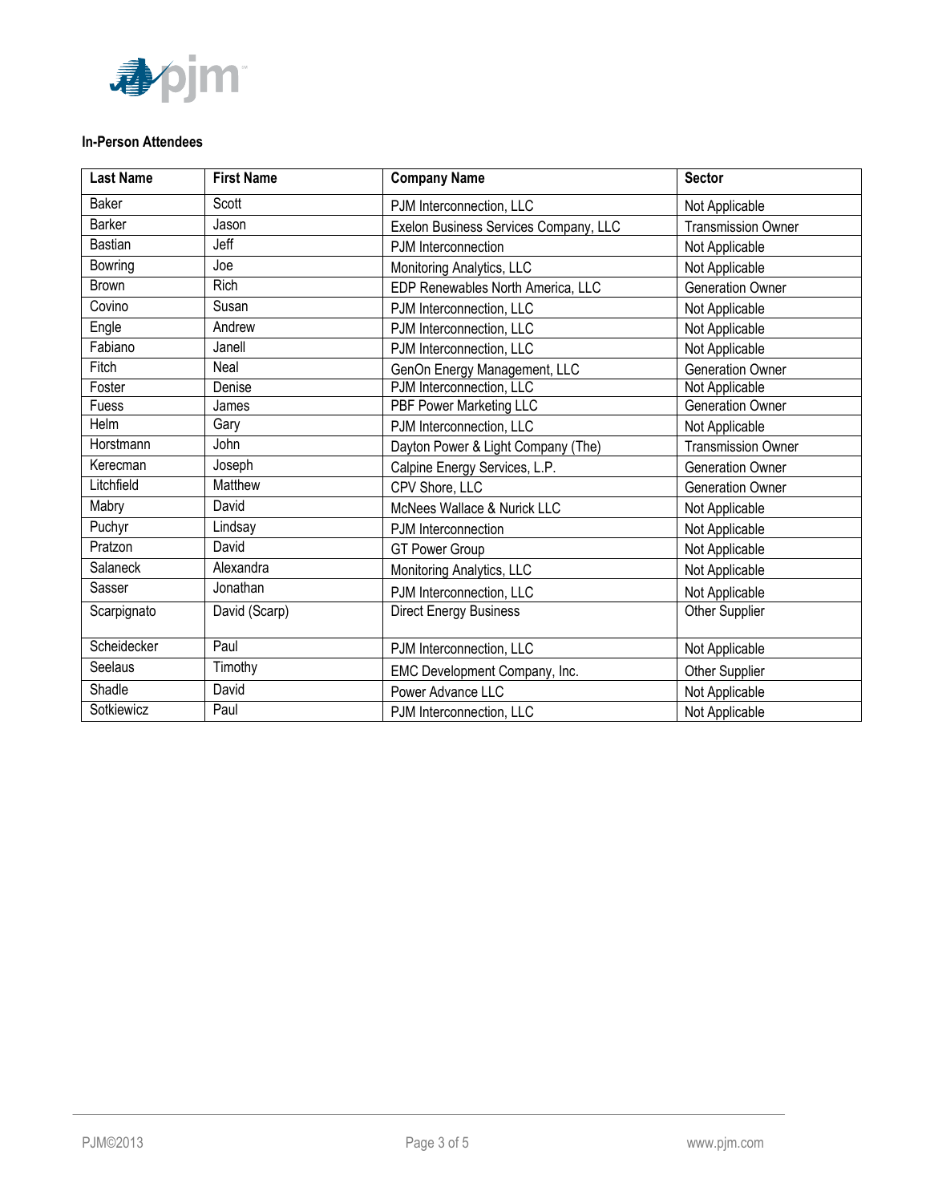**In-Person Attendees**

| Last Name | First Name | Company Name | Sector |
| --- | --- | --- | --- |
| Baker | Scott | PJM Interconnection, LLC | Not Applicable |
| Barker | Jason | Exelon Business Services Company, LLC | Transmission Owner |
| Bastian | Jeff | PJM Interconnection | Not Applicable |
| Bowring | Joe | Monitoring Analytics, LLC | Not Applicable |
| Brown | Rich | EDP Renewables North America, LLC | Generation Owner |
| Covino | Susan | PJM Interconnection, LLC | Not Applicable |
| Engle | Andrew | PJM Interconnection, LLC | Not Applicable |
| Fabiano | Janell | PJM Interconnection, LLC | Not Applicable |
| Fitch | Neal | GenOn Energy Management, LLC | Generation Owner |
| Foster | Denise | PJM Interconnection, LLC | Not Applicable |
| Fuess | James | PBF Power Marketing LLC | Generation Owner |
| Helm | Gary | PJM Interconnection, LLC | Not Applicable |
| Horstmann | John | Dayton Power & Light Company (The) | Transmission Owner |
| Kerecman | Joseph | Calpine Energy Services, L.P. | Generation Owner |
| Litchfield | Matthew | CPV Shore, LLC | Generation Owner |
| Mabry | David | McNees Wallace & Nurick LLC | Not Applicable |
| Puchyr | Lindsay | PJM Interconnection | Not Applicable |
| Pratzon | David | GT Power Group | Not Applicable |
| Salaneck | Alexandra | Monitoring Analytics, LLC | Not Applicable |
| Sasser | Jonathan | PJM Interconnection, LLC | Not Applicable |
| Scarpignato | David (Scarp) | Direct Energy Business | Other Supplier |
| Scheidecker | Paul | PJM Interconnection, LLC | Not Applicable |
| Seelaus | Timothy | EMC Development Company, Inc. | Other Supplier |
| Shadle | David | Power Advance LLC | Not Applicable |
| Sotkiewicz | Paul | PJM Interconnection, LLC | Not Applicable |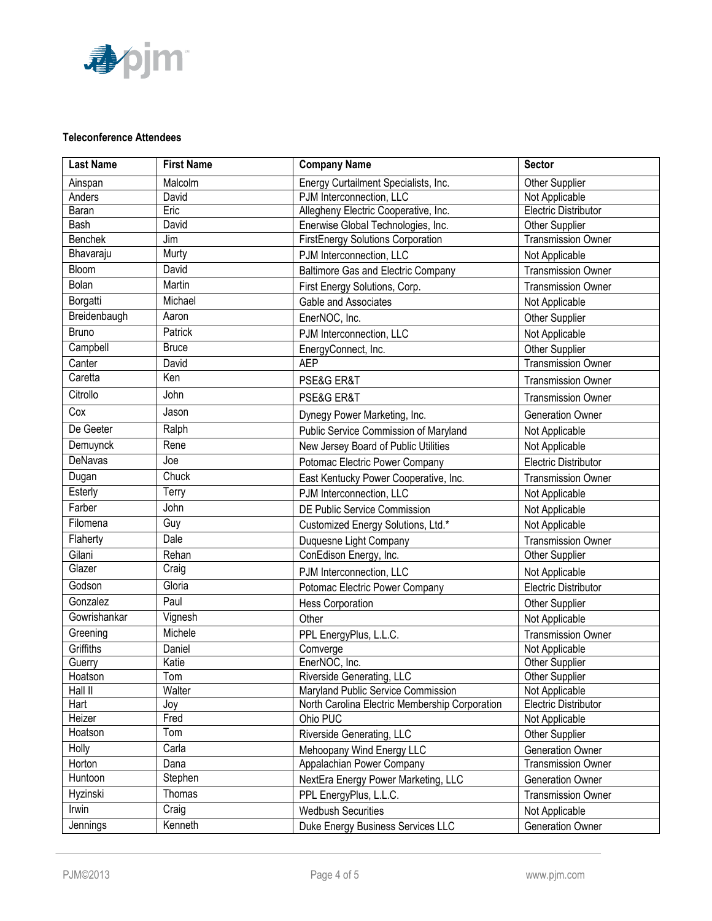**Teleconference Attendees**

| Last Name | First Name | Company Name | Sector |
|---|---|---|---|
| Ainspan | Malcolm | Energy Curtailment Specialists, Inc. | Other Supplier |
| Anders | David | PJM Interconnection, LLC | Not Applicable |
| Baran | Eric | Allegheny Electric Cooperative, Inc. | Electric Distributor |
| Bash | David | Enerwise Global Technologies, Inc. | Other Supplier |
| Benchek | Jim | FirstEnergy Solutions Corporation | Transmission Owner |
| Bhavaraju | Murty | PJM Interconnection, LLC | Not Applicable |
| Bloom | David | Baltimore Gas and Electric Company | Transmission Owner |
| Bolan | Martin | First Energy Solutions, Corp. | Transmission Owner |
| Borgatti | Michael | Gable and Associates | Not Applicable |
| Breidenbaugh | Aaron | EnerNOC, Inc. | Other Supplier |
| Bruno | Patrick | PJM Interconnection, LLC | Not Applicable |
| Campbell | Bruce | EnergyConnect, Inc. | Other Supplier |
| Canter | David | AEP | Transmission Owner |
| Caretta | Ken | PSE&G ER&T | Transmission Owner |
| Citrollo | John | PSE&G ER&T | Transmission Owner |
| Cox | Jason | Dynegy Power Marketing, Inc. | Generation Owner |
| De Geeter | Ralph | Public Service Commission of Maryland | Not Applicable |
| Demuynck | Rene | New Jersey Board of Public Utilities | Not Applicable |
| DeNavas | Joe | Potomac Electric Power Company | Electric Distributor |
| Dugan | Chuck | East Kentucky Power Cooperative, Inc. | Transmission Owner |
| Esterly | Terry | PJM Interconnection, LLC | Not Applicable |
| Farber | John | DE Public Service Commission | Not Applicable |
| Filomena | Guy | Customized Energy Solutions, Ltd.* | Not Applicable |
| Flaherty | Dale | Duquesne Light Company | Transmission Owner |
| Gilani | Rehan | ConEdison Energy, Inc. | Other Supplier |
| Glazer | Craig | PJM Interconnection, LLC | Not Applicable |
| Godson | Gloria | Potomac Electric Power Company | Electric Distributor |
| Gonzalez | Paul | Hess Corporation | Other Supplier |
| Gowrishankar | Vignesh | Other | Not Applicable |
| Greening | Michele | PPL EnergyPlus, L.L.C. | Transmission Owner |
| Griffiths | Daniel | Comverge | Not Applicable |
| Guerry | Katie | EnerNOC, Inc. | Other Supplier |
| Hoatson | Tom | Riverside Generating, LLC | Other Supplier |
| Hall II | Walter | Maryland Public Service Commission | Not Applicable |
| Hart | Joy | North Carolina Electric Membership Corporation | Electric Distributor |
| Heizer | Fred | Ohio PUC | Not Applicable |
| Hoatson | Tom | Riverside Generating, LLC | Other Supplier |
| Holly | Carla | Mehoopany Wind Energy LLC | Generation Owner |
| Horton | Dana | Appalachian Power Company | Transmission Owner |
| Huntoon | Stephen | NextEra Energy Power Marketing, LLC | Generation Owner |
| Hyzinski | Thomas | PPL EnergyPlus, L.L.C. | Transmission Owner |
| Irwin | Craig | Wedbush Securities | Not Applicable |
| Jennings | Kenneth | Duke Energy Business Services LLC | Generation Owner |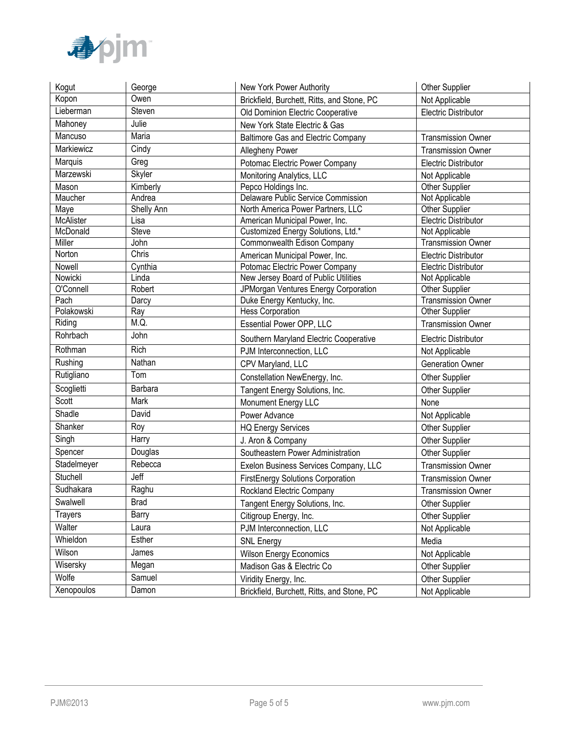| | | | |
|---|---|---|---|
| Kogut | George | New York Power Authority | Other Supplier |
| Kopon | Owen | Brickfield, Burchett, Ritts, and Stone, PC | Not Applicable |
| Lieberman | Steven | Old Dominion Electric Cooperative | Electric Distributor |
| Mahoney | Julie | New York State Electric & Gas | |
| Mancuso | Maria | Baltimore Gas and Electric Company | Transmission Owner |
| Markiewicz | Cindy | Allegheny Power | Transmission Owner |
| Marquis | Greg | Potomac Electric Power Company | Electric Distributor |
| Marzewski | Skyler | Monitoring Analytics, LLC | Not Applicable |
| Mason | Kimberly | Pepco Holdings Inc. | Other Supplier |
| Maucher | Andrea | Delaware Public Service Commission | Not Applicable |
| Maye | Shelly Ann | North America Power Partners, LLC | Other Supplier |
| McAlister | Lisa | American Municipal Power, Inc. | Electric Distributor |
| McDonald | Steve | Customized Energy Solutions, Ltd.* | Not Applicable |
| Miller | John | Commonwealth Edison Company | Transmission Owner |
| Norton | Chris | American Municipal Power, Inc. | Electric Distributor |
| Nowell | Cynthia | Potomac Electric Power Company | Electric Distributor |
| Nowicki | Linda | New Jersey Board of Public Utilities | Not Applicable |
| O'Connell | Robert | JPMorgan Ventures Energy Corporation | Other Supplier |
| Pach | Darcy | Duke Energy Kentucky, Inc. | Transmission Owner |
| Polakowski | Ray | Hess Corporation | Other Supplier |
| Riding | M.Q. | Essential Power OPP, LLC | Transmission Owner |
| Rohrbach | John | Southern Maryland Electric Cooperative | Electric Distributor |
| Rothman | Rich | PJM Interconnection, LLC | Not Applicable |
| Rushing | Nathan | CPV Maryland, LLC | Generation Owner |
| Rutigliano | Tom | Constellation NewEnergy, Inc. | Other Supplier |
| Scoglietti | Barbara | Tangent Energy Solutions, Inc. | Other Supplier |
| Scott | Mark | Monument Energy LLC | None |
| Shadle | David | Power Advance | Not Applicable |
| Shanker | Roy | HQ Energy Services | Other Supplier |
| Singh | Harry | J. Aron & Company | Other Supplier |
| Spencer | Douglas | Southeastern Power Administration | Other Supplier |
| Stadelmeyer | Rebecca | Exelon Business Services Company, LLC | Transmission Owner |
| Stuchell | Jeff | FirstEnergy Solutions Corporation | Transmission Owner |
| Sudhakara | Raghu | Rockland Electric Company | Transmission Owner |
| Swalwell | Brad | Tangent Energy Solutions, Inc. | Other Supplier |
| Trayers | Barry | Citigroup Energy, Inc. | Other Supplier |
| Walter | Laura | PJM Interconnection, LLC | Not Applicable |
| Whieldon | Esther | SNL Energy | Media |
| Wilson | James | Wilson Energy Economics | Not Applicable |
| Wisersky | Megan | Madison Gas & Electric Co | Other Supplier |
| Wolfe | Samuel | Viridity Energy, Inc. | Other Supplier |
| Xenopoulos | Damon | Brickfield, Burchett, Ritts, and Stone, PC | Not Applicable |